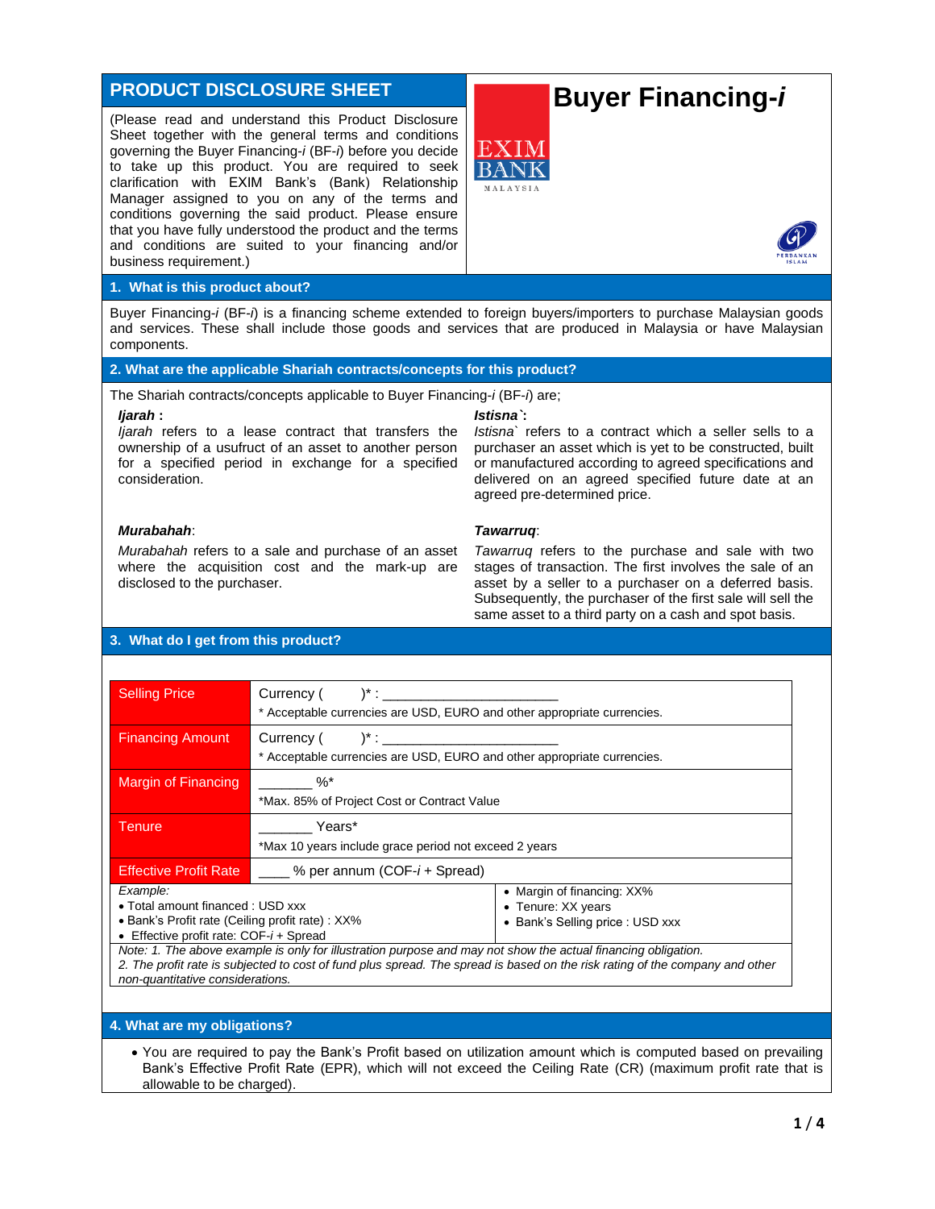# PRODUCT DISCLOSURE SHEET

# Buyer Financing-*i*

(Please read and understand this Product Disclosure Sheet together with the general terms and conditions governing the Buyer Financing-*i* (BF-*i*) before you decide to take up this product. You are required to seek clarification with EXIM Bank's (Bank) Relationship Manager assigned to you on any of the terms and conditions governing the said product. Please ensure that you have fully understood the product and the terms and conditions are suited to your financing and/or business requirement.)

## 1. What is this product about?

Buyer Financing-*i* (BF-*i*) is a financing scheme extended to foreign buyers/importers to purchase Malaysian goods and services. These shall include those goods and services that are produced in Malaysia or have Malaysian components.

## 2. What are the applicable Shariah contracts/concepts for this product?

The Shariah contracts/concepts applicable to Buyer Financing-*i* (BF-*i*) are;

***Ijarah* :**
*Ijarah* refers to a lease contract that transfers the ownership of a usufruct of an asset to another person for a specified period in exchange for a specified consideration.

***Istisna`*:**
*Istisna`* refers to a contract which a seller sells to a purchaser an asset which is yet to be constructed, built or manufactured according to agreed specifications and delivered on an agreed specified future date at an agreed pre-determined price.

***Murabahah*:**
*Murabahah* refers to a sale and purchase of an asset where the acquisition cost and the mark-up are disclosed to the purchaser.

***Tawarruq*:**
*Tawarruq* refers to the purchase and sale with two stages of transaction. The first involves the sale of an asset by a seller to a purchaser on a deferred basis. Subsequently, the purchaser of the first sale will sell the same asset to a third party on a cash and spot basis.

## 3. What do I get from this product?

| | |
|---|---|
| Selling Price | Currency ( )* : ______________________<br>* Acceptable currencies are USD, EURO and other appropriate currencies. |
| Financing Amount | Currency ( )* : ______________________<br>* Acceptable currencies are USD, EURO and other appropriate currencies. |
| Margin of Financing | _______ %*<br>*Max. 85% of Project Cost or Contract Value |
| Tenure | _______ Years*<br>*Max 10 years include grace period not exceed 2 years |
| Effective Profit Rate | ____ % per annum (COF-*i* + Spread) |

*Example:*
- Total amount financed : USD xxx
- Bank's Profit rate (Ceiling profit rate) : XX%
- Effective profit rate: COF-*i* + Spread
- Margin of financing: XX%
- Tenure: XX years
- Bank's Selling price : USD xxx

*Note: 1. The above example is only for illustration purpose and may not show the actual financing obligation.*
*2. The profit rate is subjected to cost of fund plus spread. The spread is based on the risk rating of the company and other non-quantitative considerations.*

## 4. What are my obligations?

- You are required to pay the Bank's Profit based on utilization amount which is computed based on prevailing Bank's Effective Profit Rate (EPR), which will not exceed the Ceiling Rate (CR) (maximum profit rate that is allowable to be charged).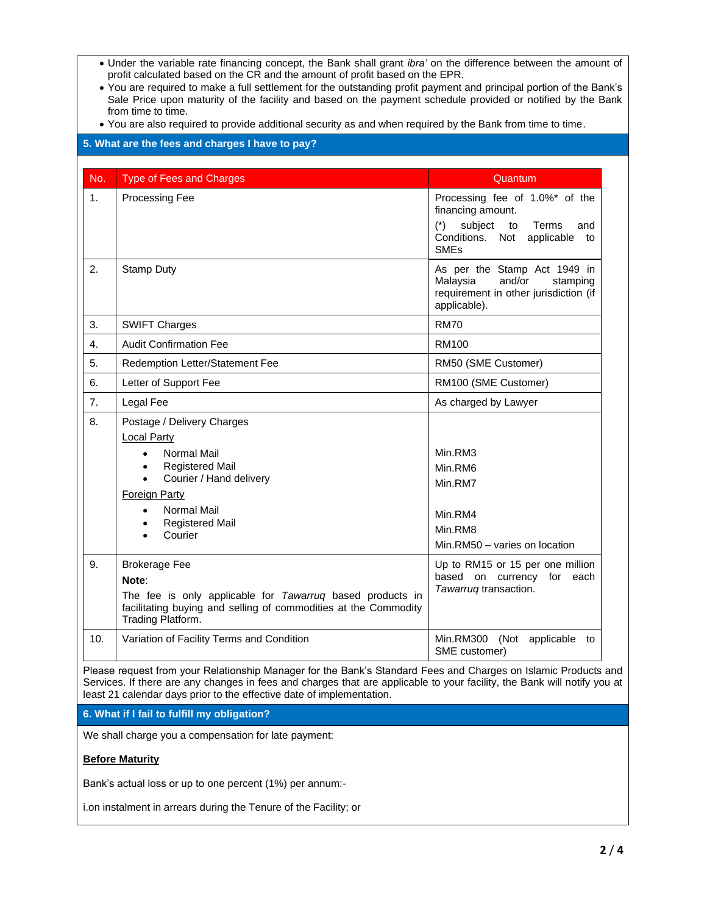- Under the variable rate financing concept, the Bank shall grant *ibra'* on the difference between the amount of profit calculated based on the CR and the amount of profit based on the EPR.
- You are required to make a full settlement for the outstanding profit payment and principal portion of the Bank's Sale Price upon maturity of the facility and based on the payment schedule provided or notified by the Bank from time to time.
- You are also required to provide additional security as and when required by the Bank from time to time.

## 5. What are the fees and charges I have to pay?

| No. | Type of Fees and Charges | Quantum |
|---|---|---|
| 1. | Processing Fee | Processing fee of 1.0%* of the financing amount.<br>(*) subject to Terms and Conditions. Not applicable to SMEs |
| 2. | Stamp Duty | As per the Stamp Act 1949 in Malaysia and/or stamping requirement in other jurisdiction (if applicable). |
| 3. | SWIFT Charges | RM70 |
| 4. | Audit Confirmation Fee | RM100 |
| 5. | Redemption Letter/Statement Fee | RM50 (SME Customer) |
| 6. | Letter of Support Fee | RM100 (SME Customer) |
| 7. | Legal Fee | As charged by Lawyer |
| 8. | Postage / Delivery Charges<br>Local Party<br>• Normal Mail<br>• Registered Mail<br>• Courier / Hand delivery<br>Foreign Party<br>• Normal Mail<br>• Registered Mail<br>• Courier | <br><br>Min.RM3<br>Min.RM6<br>Min.RM7<br><br>Min.RM4<br>Min.RM8<br>Min.RM50 – varies on location |
| 9. | Brokerage Fee<br>**Note**:<br>The fee is only applicable for *Tawarruq* based products in facilitating buying and selling of commodities at the Commodity Trading Platform. | Up to RM15 or 15 per one million based on currency for each *Tawarruq* transaction. |
| 10. | Variation of Facility Terms and Condition | Min.RM300 (Not applicable to SME customer) |

Please request from your Relationship Manager for the Bank's Standard Fees and Charges on Islamic Products and Services. If there are any changes in fees and charges that are applicable to your facility, the Bank will notify you at least 21 calendar days prior to the effective date of implementation.

## 6. What if I fail to fulfill my obligation?

We shall charge you a compensation for late payment:

**Before Maturity**

Bank's actual loss or up to one percent (1%) per annum:-

i.on instalment in arrears during the Tenure of the Facility; or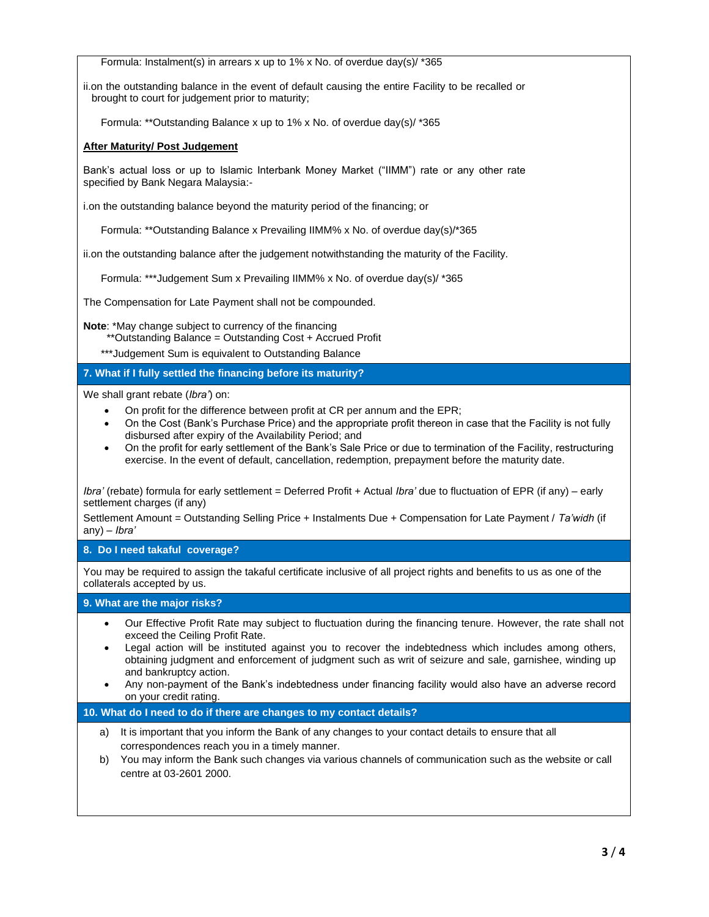Formula: Instalment(s) in arrears x up to 1% x No. of overdue day(s)/ *365

ii.on the outstanding balance in the event of default causing the entire Facility to be recalled or brought to court for judgement prior to maturity;

Formula: **Outstanding Balance x up to 1% x No. of overdue day(s)/ *365

**<u>After Maturity/ Post Judgement</u>**

Bank's actual loss or up to Islamic Interbank Money Market ("IIMM") rate or any other rate specified by Bank Negara Malaysia:-

i.on the outstanding balance beyond the maturity period of the financing; or

Formula: **Outstanding Balance x Prevailing IIMM% x No. of overdue day(s)/*365

ii.on the outstanding balance after the judgement notwithstanding the maturity of the Facility.

Formula: ***Judgement Sum x Prevailing IIMM% x No. of overdue day(s)/ *365

The Compensation for Late Payment shall not be compounded.

**Note**: *May change subject to currency of the financing
**Outstanding Balance = Outstanding Cost + Accrued Profit
***Judgement Sum is equivalent to Outstanding Balance

## 7. What if I fully settled the financing before its maturity?

We shall grant rebate (*Ibra'*) on:

- On profit for the difference between profit at CR per annum and the EPR;
- On the Cost (Bank's Purchase Price) and the appropriate profit thereon in case that the Facility is not fully disbursed after expiry of the Availability Period; and
- On the profit for early settlement of the Bank's Sale Price or due to termination of the Facility, restructuring exercise. In the event of default, cancellation, redemption, prepayment before the maturity date.

*Ibra'* (rebate) formula for early settlement = Deferred Profit + Actual *Ibra'* due to fluctuation of EPR (if any) – early settlement charges (if any)

Settlement Amount = Outstanding Selling Price + Instalments Due + Compensation for Late Payment / *Ta'widh* (if any) – *Ibra'*

## 8. Do I need takaful coverage?

You may be required to assign the takaful certificate inclusive of all project rights and benefits to us as one of the collaterals accepted by us.

## 9. What are the major risks?

- Our Effective Profit Rate may subject to fluctuation during the financing tenure. However, the rate shall not exceed the Ceiling Profit Rate.
- Legal action will be instituted against you to recover the indebtedness which includes among others, obtaining judgment and enforcement of judgment such as writ of seizure and sale, garnishee, winding up and bankruptcy action.
- Any non-payment of the Bank's indebtedness under financing facility would also have an adverse record on your credit rating.

## 10. What do I need to do if there are changes to my contact details?

a) It is important that you inform the Bank of any changes to your contact details to ensure that all correspondences reach you in a timely manner.

b) You may inform the Bank such changes via various channels of communication such as the website or call centre at 03-2601 2000.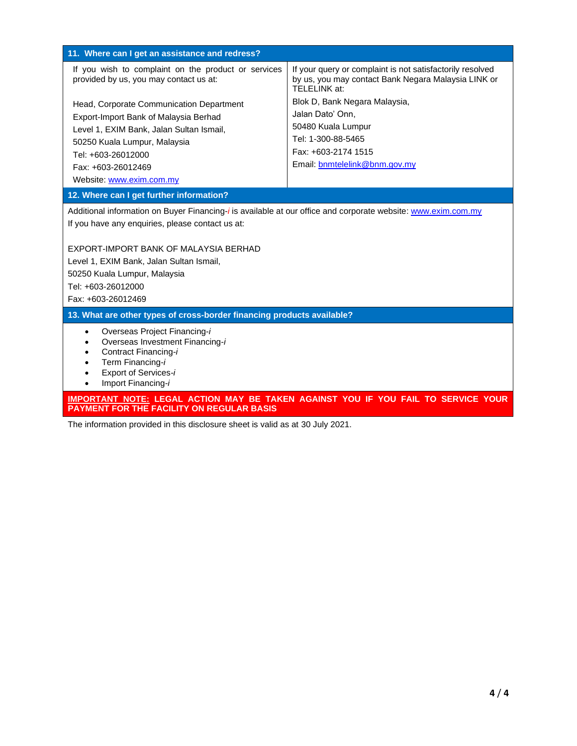## 11. Where can I get an assistance and redress?

| | |
|---|---|
| If you wish to complaint on the product or services provided by us, you may contact us at:<br><br>Head, Corporate Communication Department<br>Export-Import Bank of Malaysia Berhad<br>Level 1, EXIM Bank, Jalan Sultan Ismail,<br>50250 Kuala Lumpur, Malaysia<br>Tel: +603-26012000<br>Fax: +603-26012469<br>Website: www.exim.com.my | If your query or complaint is not satisfactorily resolved by us, you may contact Bank Negara Malaysia LINK or TELELINK at:<br><br>Blok D, Bank Negara Malaysia,<br>Jalan Dato' Onn,<br>50480 Kuala Lumpur<br>Tel: 1-300-88-5465<br>Fax: +603-2174 1515<br>Email: bnmtelelink@bnm.gov.my |

## 12. Where can I get further information?

Additional information on Buyer Financing-*i* is available at our office and corporate website: www.exim.com.my
If you have any enquiries, please contact us at:

EXPORT-IMPORT BANK OF MALAYSIA BERHAD
Level 1, EXIM Bank, Jalan Sultan Ismail,
50250 Kuala Lumpur, Malaysia
Tel: +603-26012000
Fax: +603-26012469

## 13. What are other types of cross-border financing products available?

- Overseas Project Financing-*i*
- Overseas Investment Financing-*i*
- Contract Financing-*i*
- Term Financing-*i*
- Export of Services-*i*
- Import Financing-*i*

**IMPORTANT NOTE: LEGAL ACTION MAY BE TAKEN AGAINST YOU IF YOU FAIL TO SERVICE YOUR PAYMENT FOR THE FACILITY ON REGULAR BASIS**

The information provided in this disclosure sheet is valid as at 30 July 2021.